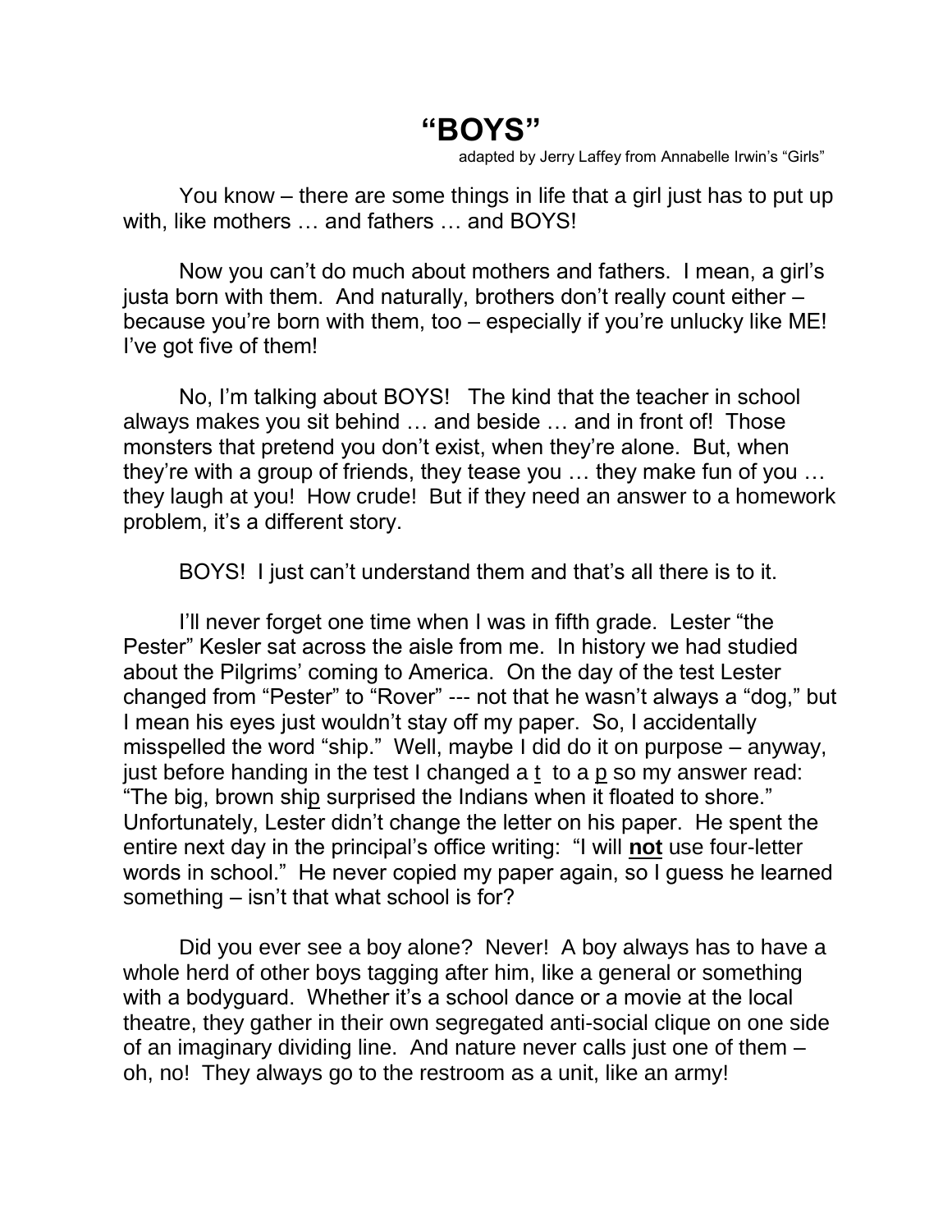# "BOYS"

adapted by Jerry Laffey from Annabelle Irwin's "Girls"

You know – there are some things in life that a girl just has to put up with, like mothers … and fathers … and BOYS!

Now you can't do much about mothers and fathers. I mean, a girl's justa born with them. And naturally, brothers don't really count either – because you're born with them, too – especially if you're unlucky like ME! I've got five of them!

No, I'm talking about BOYS! The kind that the teacher in school always makes you sit behind … and beside … and in front of! Those monsters that pretend you don't exist, when they're alone. But, when they're with a group of friends, they tease you … they make fun of you … they laugh at you! How crude! But if they need an answer to a homework problem, it's a different story.

BOYS! I just can't understand them and that's all there is to it.

I'll never forget one time when I was in fifth grade. Lester "the Pester" Kesler sat across the aisle from me. In history we had studied about the Pilgrims' coming to America. On the day of the test Lester changed from "Pester" to "Rover" --- not that he wasn't always a "dog," but I mean his eyes just wouldn't stay off my paper. So, I accidentally misspelled the word "ship." Well, maybe I did do it on purpose – anyway, just before handing in the test I changed a <u>t</u> to a <u>p</u> so my answer read: "The big, brown shi<u>p</u> surprised the Indians when it floated to shore." Unfortunately, Lester didn't change the letter on his paper. He spent the entire next day in the principal's office writing: "I will <u>**not**</u> use four-letter words in school." He never copied my paper again, so I guess he learned something – isn't that what school is for?

Did you ever see a boy alone? Never! A boy always has to have a whole herd of other boys tagging after him, like a general or something with a bodyguard. Whether it's a school dance or a movie at the local theatre, they gather in their own segregated anti-social clique on one side of an imaginary dividing line. And nature never calls just one of them – oh, no! They always go to the restroom as a unit, like an army!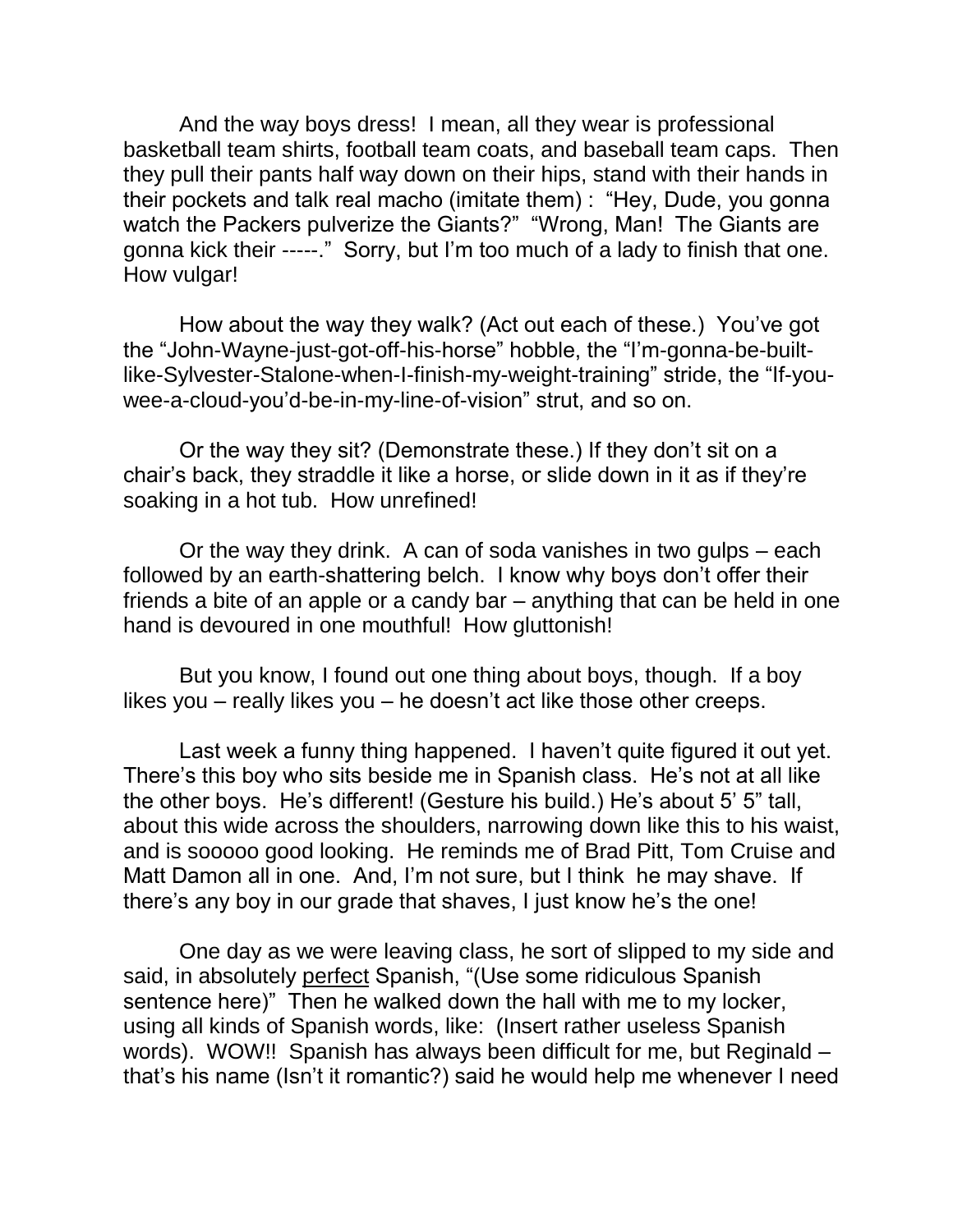And the way boys dress! I mean, all they wear is professional basketball team shirts, football team coats, and baseball team caps. Then they pull their pants half way down on their hips, stand with their hands in their pockets and talk real macho (imitate them) : "Hey, Dude, you gonna watch the Packers pulverize the Giants?" "Wrong, Man! The Giants are gonna kick their -----." Sorry, but I'm too much of a lady to finish that one. How vulgar!

How about the way they walk? (Act out each of these.) You've got the "John-Wayne-just-got-off-his-horse" hobble, the "I'm-gonna-be-built-like-Sylvester-Stalone-when-I-finish-my-weight-training" stride, the "If-you-wee-a-cloud-you'd-be-in-my-line-of-vision" strut, and so on.

Or the way they sit? (Demonstrate these.) If they don't sit on a chair's back, they straddle it like a horse, or slide down in it as if they're soaking in a hot tub. How unrefined!

Or the way they drink. A can of soda vanishes in two gulps – each followed by an earth-shattering belch. I know why boys don't offer their friends a bite of an apple or a candy bar – anything that can be held in one hand is devoured in one mouthful! How gluttonish!

But you know, I found out one thing about boys, though. If a boy likes you – really likes you – he doesn't act like those other creeps.

Last week a funny thing happened. I haven't quite figured it out yet. There's this boy who sits beside me in Spanish class. He's not at all like the other boys. He's different! (Gesture his build.) He's about 5' 5" tall, about this wide across the shoulders, narrowing down like this to his waist, and is sooooo good looking. He reminds me of Brad Pitt, Tom Cruise and Matt Damon all in one. And, I'm not sure, but I think he may shave. If there's any boy in our grade that shaves, I just know he's the one!

One day as we were leaving class, he sort of slipped to my side and said, in absolutely <u>perfect</u> Spanish, "(Use some ridiculous Spanish sentence here)" Then he walked down the hall with me to my locker, using all kinds of Spanish words, like: (Insert rather useless Spanish words). WOW!! Spanish has always been difficult for me, but Reginald – that's his name (Isn't it romantic?) said he would help me whenever I need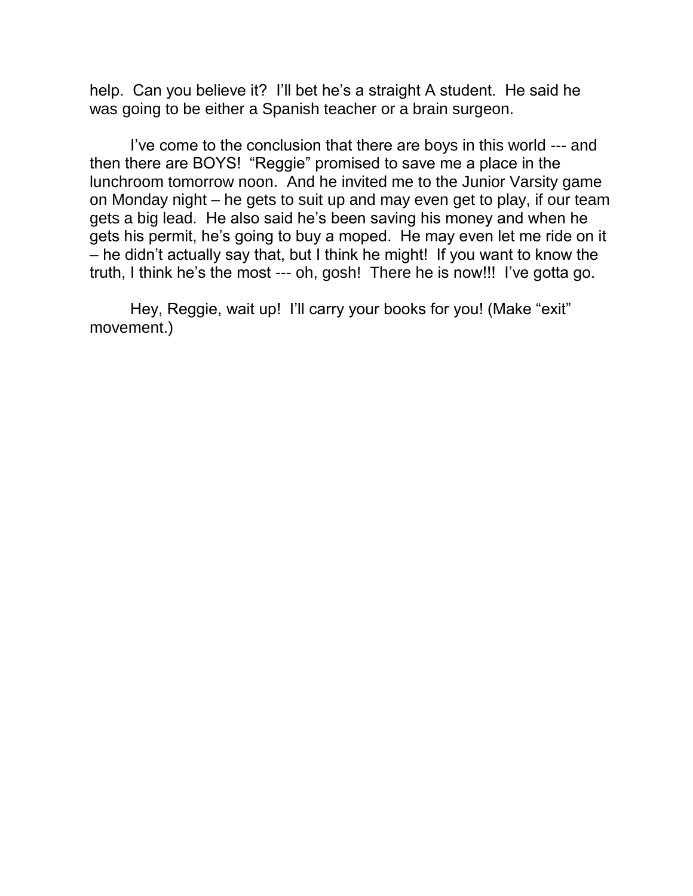help. Can you believe it? I'll bet he's a straight A student. He said he was going to be either a Spanish teacher or a brain surgeon.

I've come to the conclusion that there are boys in this world --- and then there are BOYS! "Reggie" promised to save me a place in the lunchroom tomorrow noon. And he invited me to the Junior Varsity game on Monday night – he gets to suit up and may even get to play, if our team gets a big lead. He also said he's been saving his money and when he gets his permit, he's going to buy a moped. He may even let me ride on it – he didn't actually say that, but I think he might! If you want to know the truth, I think he's the most --- oh, gosh! There he is now!!! I've gotta go.

Hey, Reggie, wait up! I'll carry your books for you! (Make "exit" movement.)